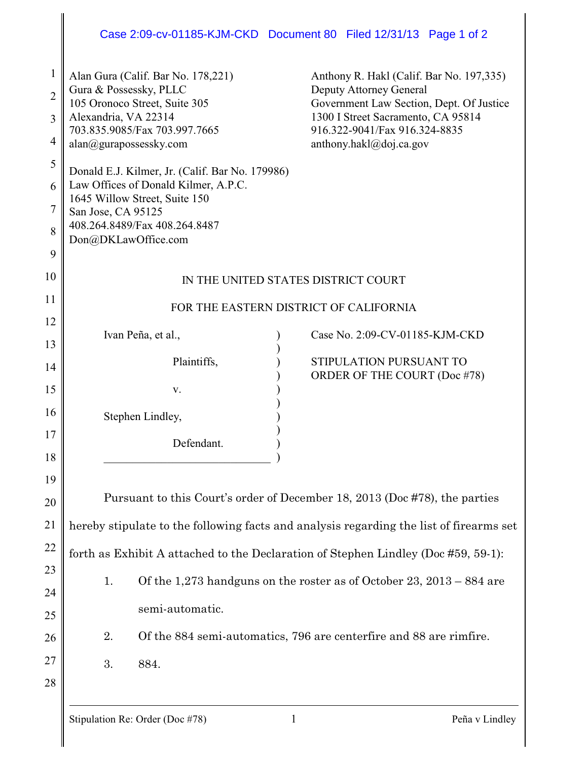Alan Gura (Calif. Bar No. 178,221)
Gura & Possessky, PLLC
105 Oronoco Street, Suite 305
Alexandria, VA 22314
703.835.9085/Fax 703.997.7665
alan@gurapossessky.com

Donald E.J. Kilmer, Jr. (Calif. Bar No. 179986)
Law Offices of Donald Kilmer, A.P.C.
1645 Willow Street, Suite 150
San Jose, CA 95125
408.264.8489/Fax 408.264.8487
Don@DKLawOffice.com

Anthony R. Hakl (Calif. Bar No. 197,335)
Deputy Attorney General
Government Law Section, Dept. Of Justice
1300 I Street Sacramento, CA 95814
916.322-9041/Fax 916.324-8835
anthony.hakl@doj.ca.gov

IN THE UNITED STATES DISTRICT COURT

FOR THE EASTERN DISTRICT OF CALIFORNIA

Ivan Peña, et al.,

Plaintiffs,

v.

Stephen Lindley,

Defendant.

Case No. 2:09-CV-01185-KJM-CKD

STIPULATION PURSUANT TO ORDER OF THE COURT (Doc #78)

Pursuant to this Court's order of December 18, 2013 (Doc #78), the parties hereby stipulate to the following facts and analysis regarding the list of firearms set forth as Exhibit A attached to the Declaration of Stephen Lindley (Doc #59, 59-1):

1. Of the 1,273 handguns on the roster as of October 23, 2013 – 884 are semi-automatic.
2. Of the 884 semi-automatics, 796 are centerfire and 88 are rimfire.
3. 884.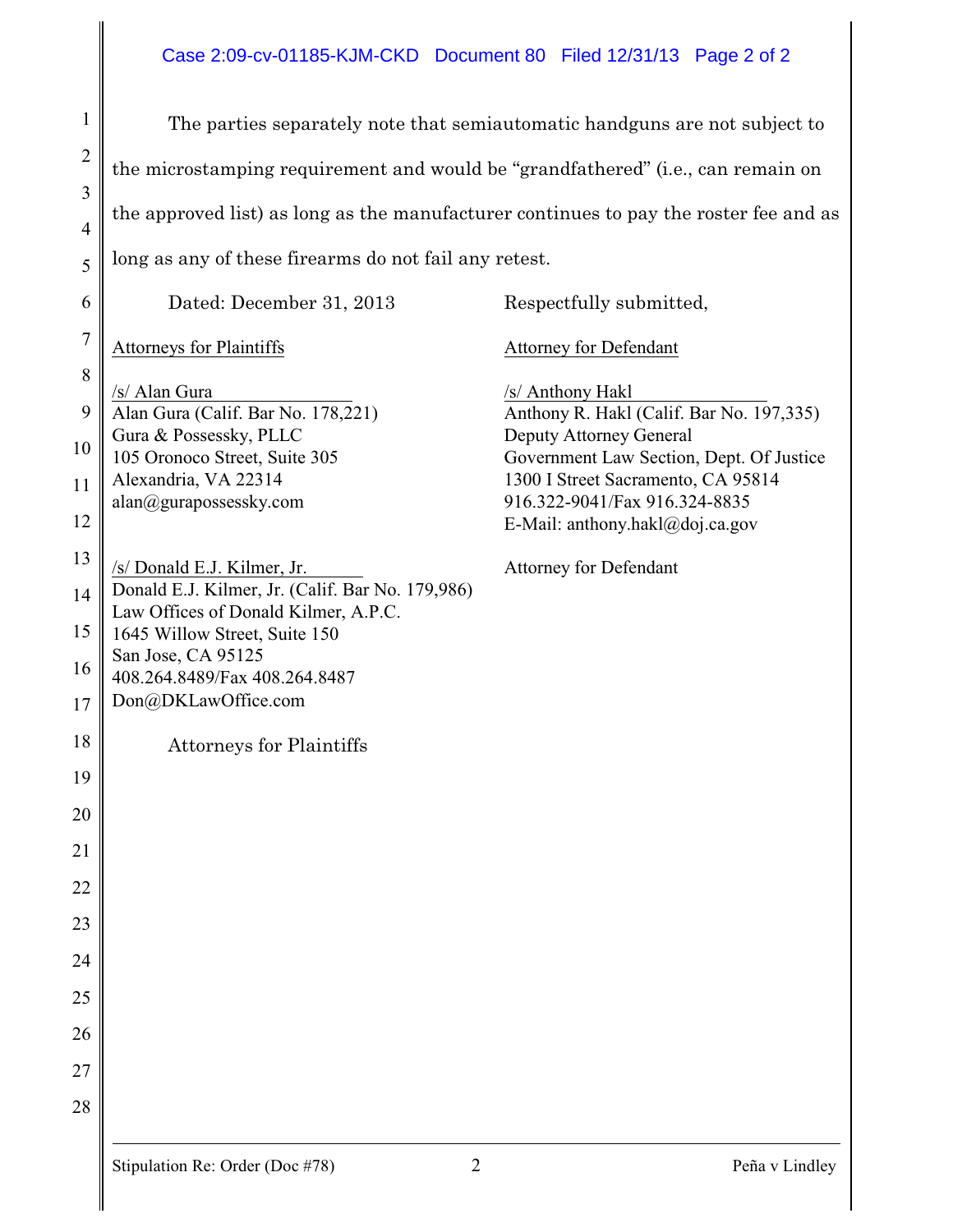The parties separately note that semiautomatic handguns are not subject to the microstamping requirement and would be "grandfathered" (i.e., can remain on the approved list) as long as the manufacturer continues to pay the roster fee and as long as any of these firearms do not fail any retest.

Dated: December 31, 2013

Respectfully submitted,

Attorneys for Plaintiffs

/s/ Alan Gura
Alan Gura (Calif. Bar No. 178,221)
Gura & Possessky, PLLC
105 Oronoco Street, Suite 305
Alexandria, VA 22314
alan@gurapossessky.com

/s/ Donald E.J. Kilmer, Jr.
Donald E.J. Kilmer, Jr. (Calif. Bar No. 179,986)
Law Offices of Donald Kilmer, A.P.C.
1645 Willow Street, Suite 150
San Jose, CA 95125
408.264.8489/Fax 408.264.8487
Don@DKLawOffice.com

Attorneys for Plaintiffs

Attorney for Defendant

/s/ Anthony Hakl
Anthony R. Hakl (Calif. Bar No. 197,335)
Deputy Attorney General
Government Law Section, Dept. Of Justice
1300 I Street Sacramento, CA 95814
916.322-9041/Fax 916.324-8835
E-Mail: anthony.hakl@doj.ca.gov

Attorney for Defendant